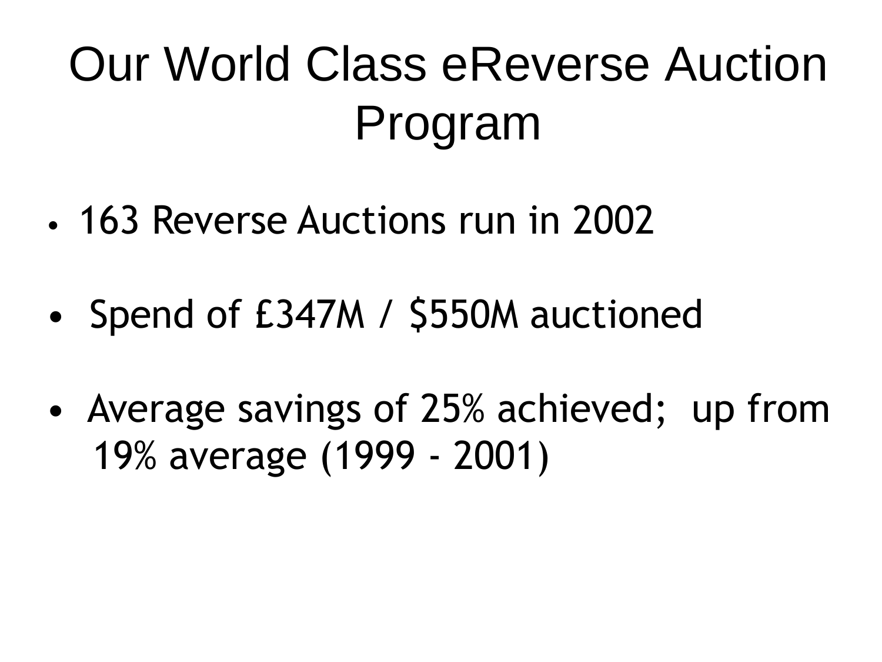# Our World Class eReverse Auction Program

- 163 Reverse Auctions run in 2002
- Spend of £347M / $550M auctioned
- Average savings of 25% achieved; up from 19% average (1999 - 2001)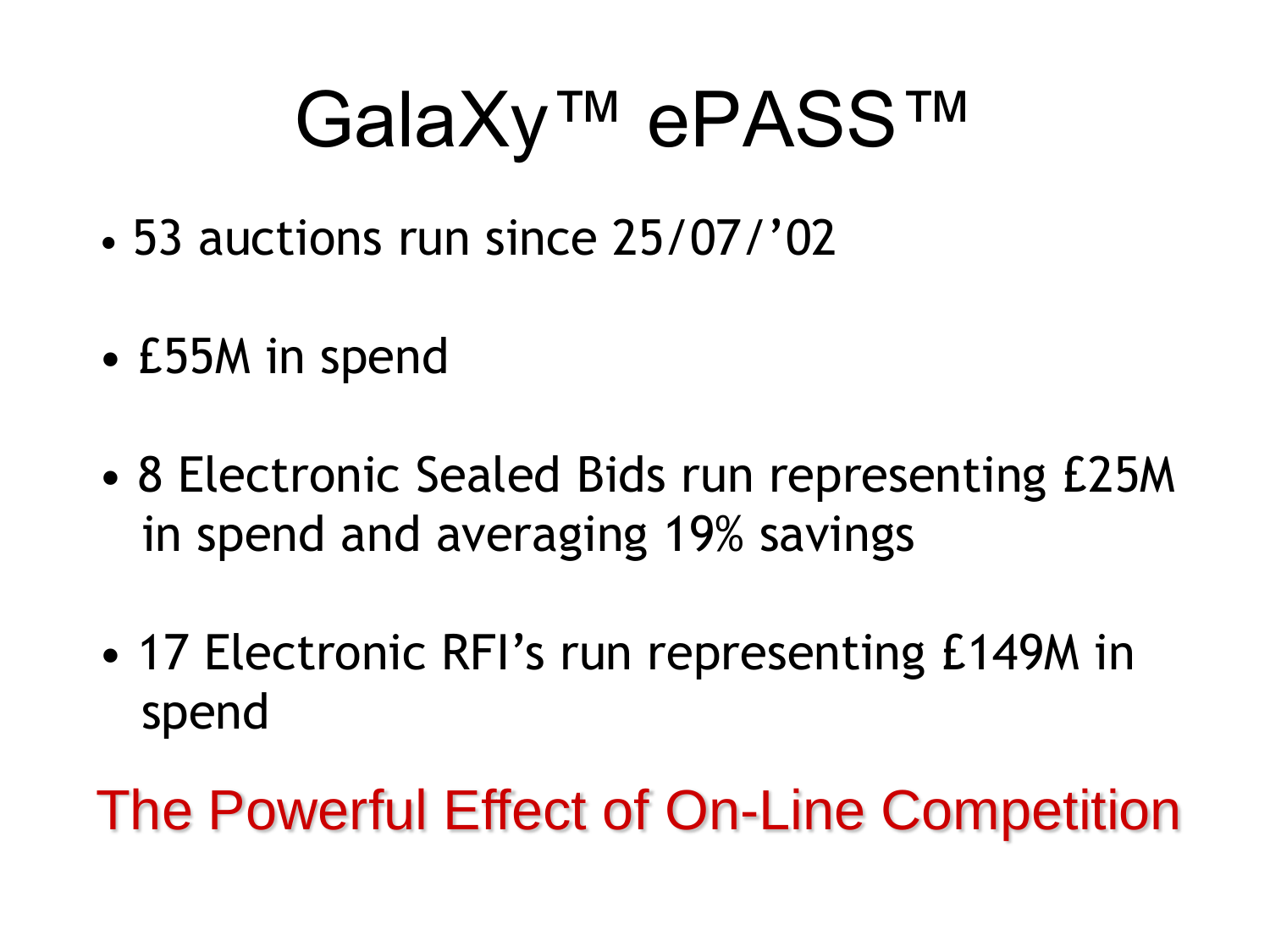# GalaXy™ ePASS™

- 53 auctions run since 25/07/'02
- £55M in spend
- 8 Electronic Sealed Bids run representing £25M in spend and averaging 19% savings
- 17 Electronic RFI's run representing £149M in spend

The Powerful Effect of On-Line Competition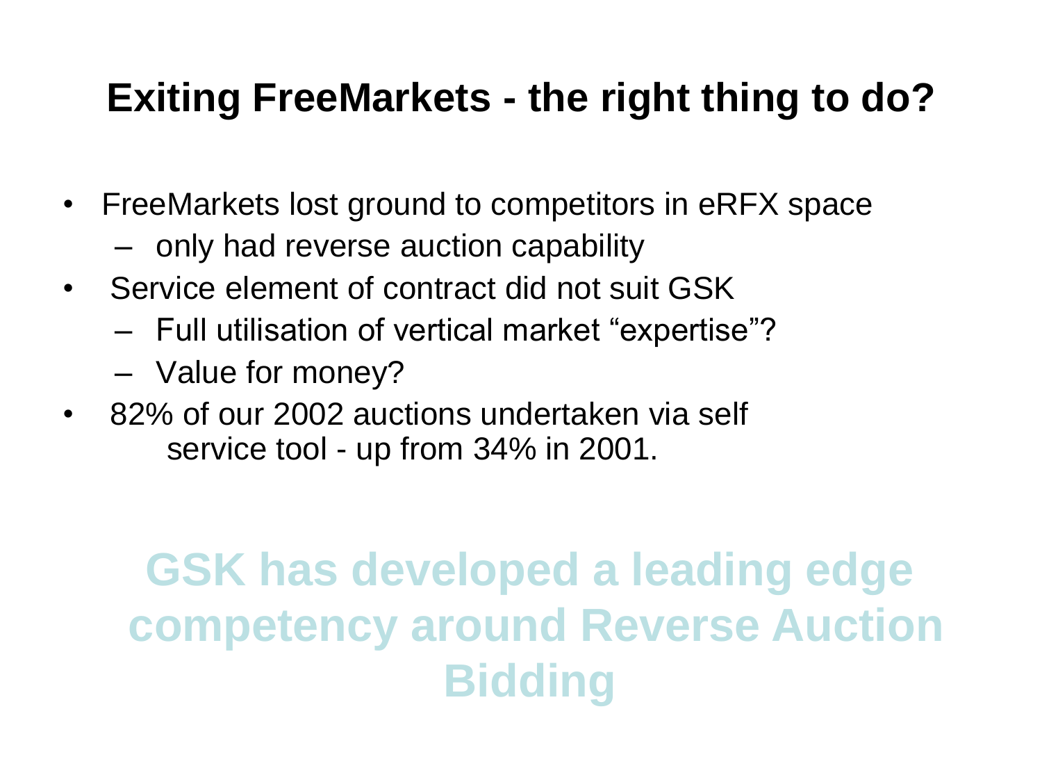# Exiting FreeMarkets - the right thing to do?

- FreeMarkets lost ground to competitors in eRFX space
  - only had reverse auction capability
- Service element of contract did not suit GSK
  - Full utilisation of vertical market “expertise”?
  - Value for money?
- 82% of our 2002 auctions undertaken via self service tool - up from 34% in 2001.

**GSK has developed a leading edge competency around Reverse Auction Bidding**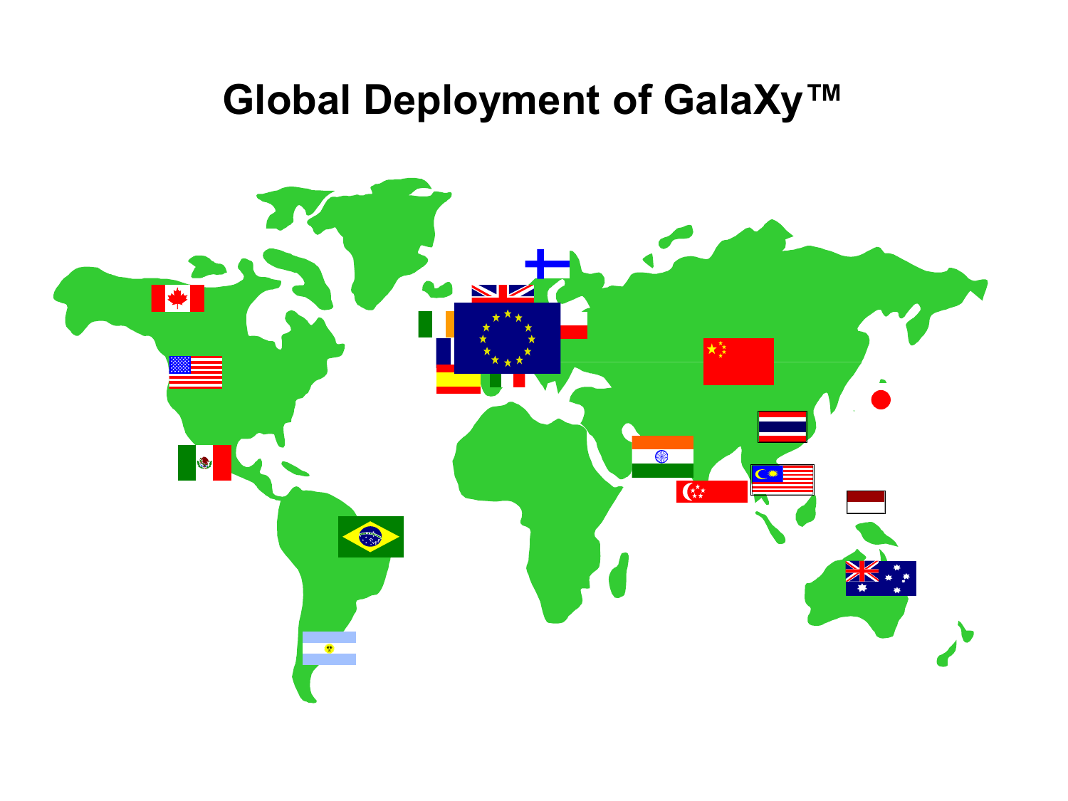# Global Deployment of GalaXy™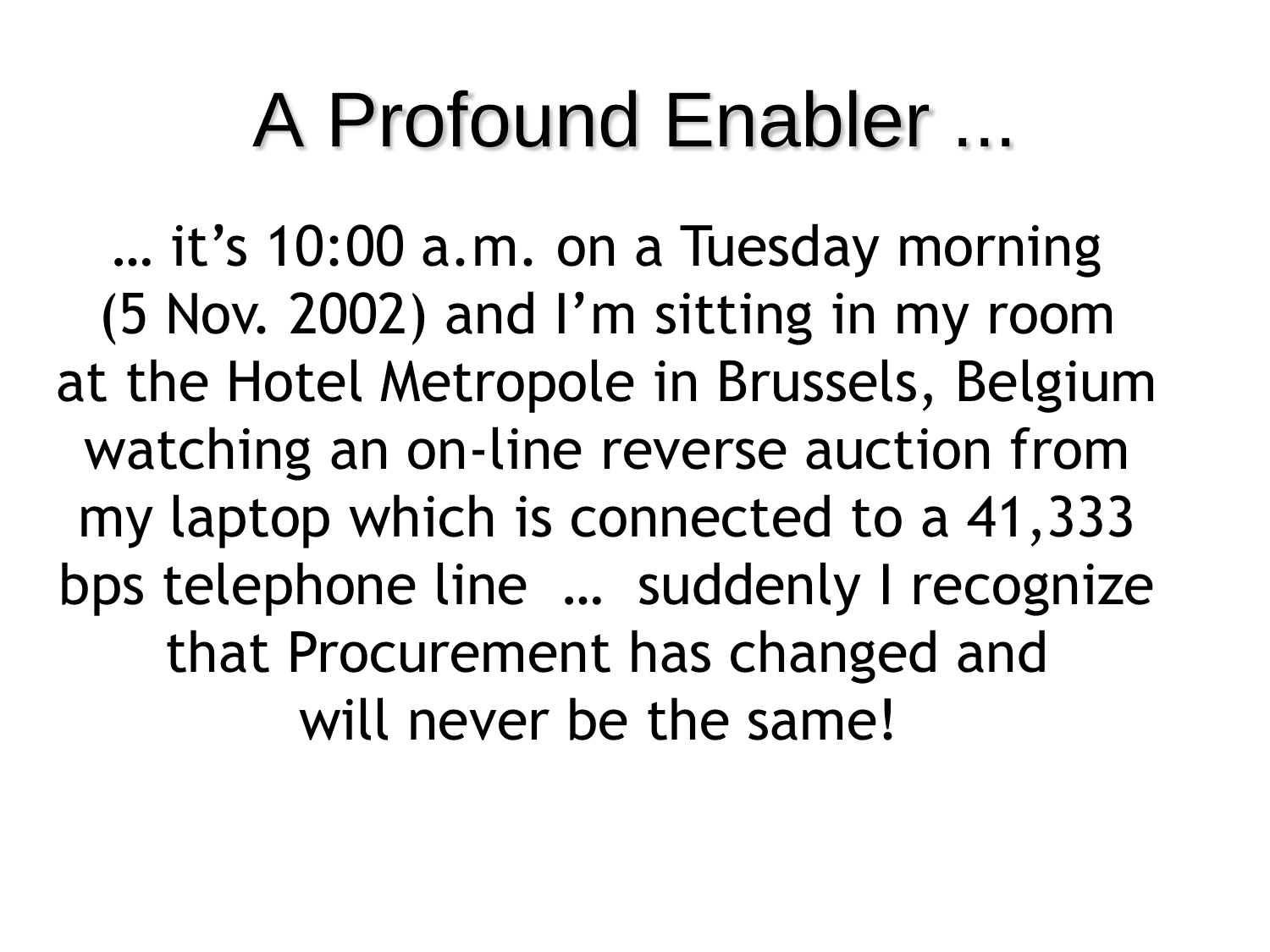# A Profound Enabler ...

… it’s 10:00 a.m. on a Tuesday morning (5 Nov. 2002) and I’m sitting in my room at the Hotel Metropole in Brussels, Belgium watching an on-line reverse auction from my laptop which is connected to a 41,333 bps telephone line … suddenly I recognize that Procurement has changed and will never be the same!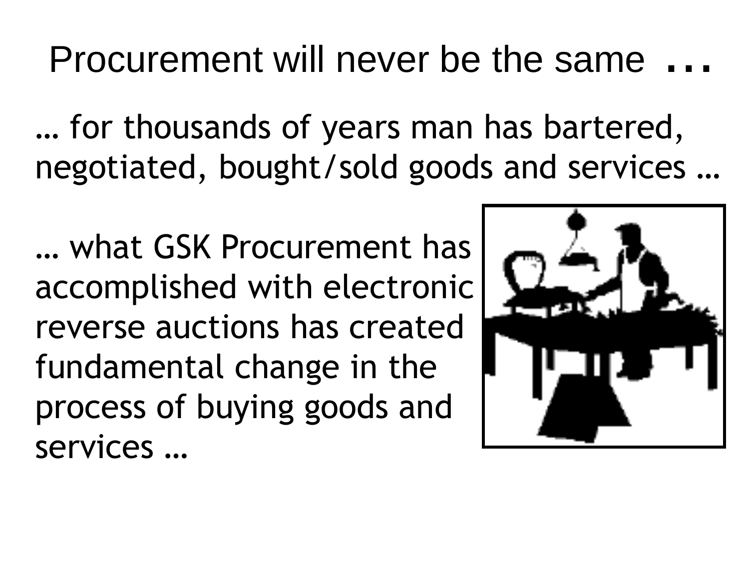# Procurement will never be the same ...

… for thousands of years man has bartered, negotiated, bought/sold goods and services …

… what GSK Procurement has accomplished with electronic reverse auctions has created fundamental change in the process of buying goods and services …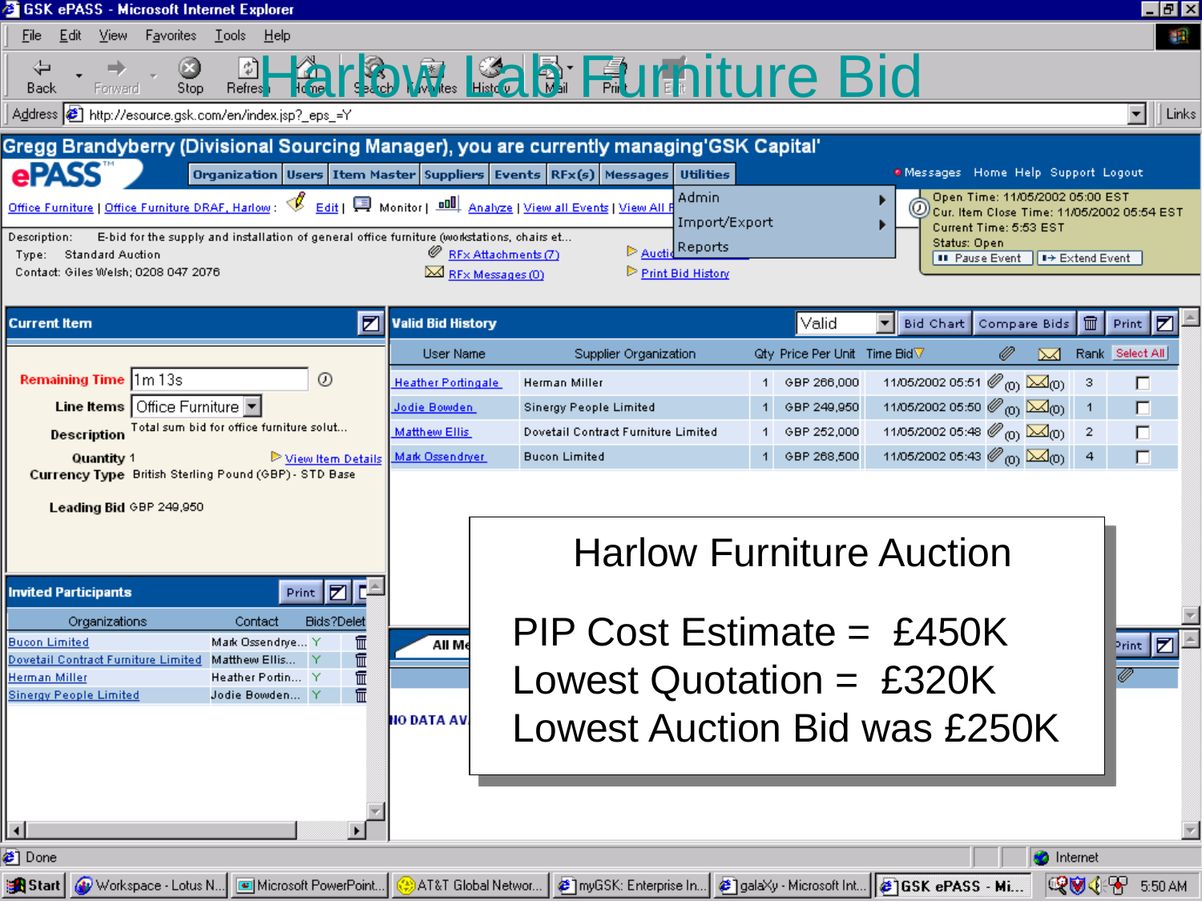# Harlow Lab Furniture Bid

Gregg Brandyberry (Divisional Sourcing Manager), you are currently managing 'GSK Capital'

Description: E-bid for the supply and installation of general office furniture (workstations, chairs et...

Type: Standard Auction

Contact: Giles Welsh; 0208 047 2076

Open Time: 11/05/2002 05:00 EST
Cur. Item Close Time: 11/05/2002 05:54 EST
Current Time: 5:53 EST
Status: Open

**Current Item**

- **Remaining Time**: 1m 13s
- **Line Items**: Office Furniture
- **Description**: Total sum bid for office furniture solut...
- **Quantity**: 1
- **Currency Type**: British Sterling Pound (GBP) - STD Base
- **Leading Bid**: GBP 249,950

**Valid Bid History**

| User Name | Supplier Organization | Qty | Price Per Unit | Time Bid | Rank |
|---|---|---|---|---|---|
| Heather Portingale | Herman Miller | 1 | GBP 266,000 | 11/05/2002 05:51 | 3 |
| Jodie Bowden | Sinergy People Limited | 1 | GBP 249,950 | 11/05/2002 05:50 | 1 |
| Matthew Ellis | Dovetail Contract Furniture Limited | 1 | GBP 252,000 | 11/05/2002 05:48 | 2 |
| Mark Ossendryer | Bucon Limited | 1 | GBP 268,500 | 11/05/2002 05:43 | 4 |

**Invited Participants**

| Organizations | Contact | Bids? |
|---|---|---|
| Bucon Limited | Mark Ossendrye... | Y |
| Dovetail Contract Furniture Limited | Matthew Ellis... | Y |
| Herman Miller | Heather Portin... | Y |
| Sinergy People Limited | Jodie Bowden... | Y |

## Harlow Furniture Auction

PIP Cost Estimate = £450K
Lowest Quotation = £320K
Lowest Auction Bid was £250K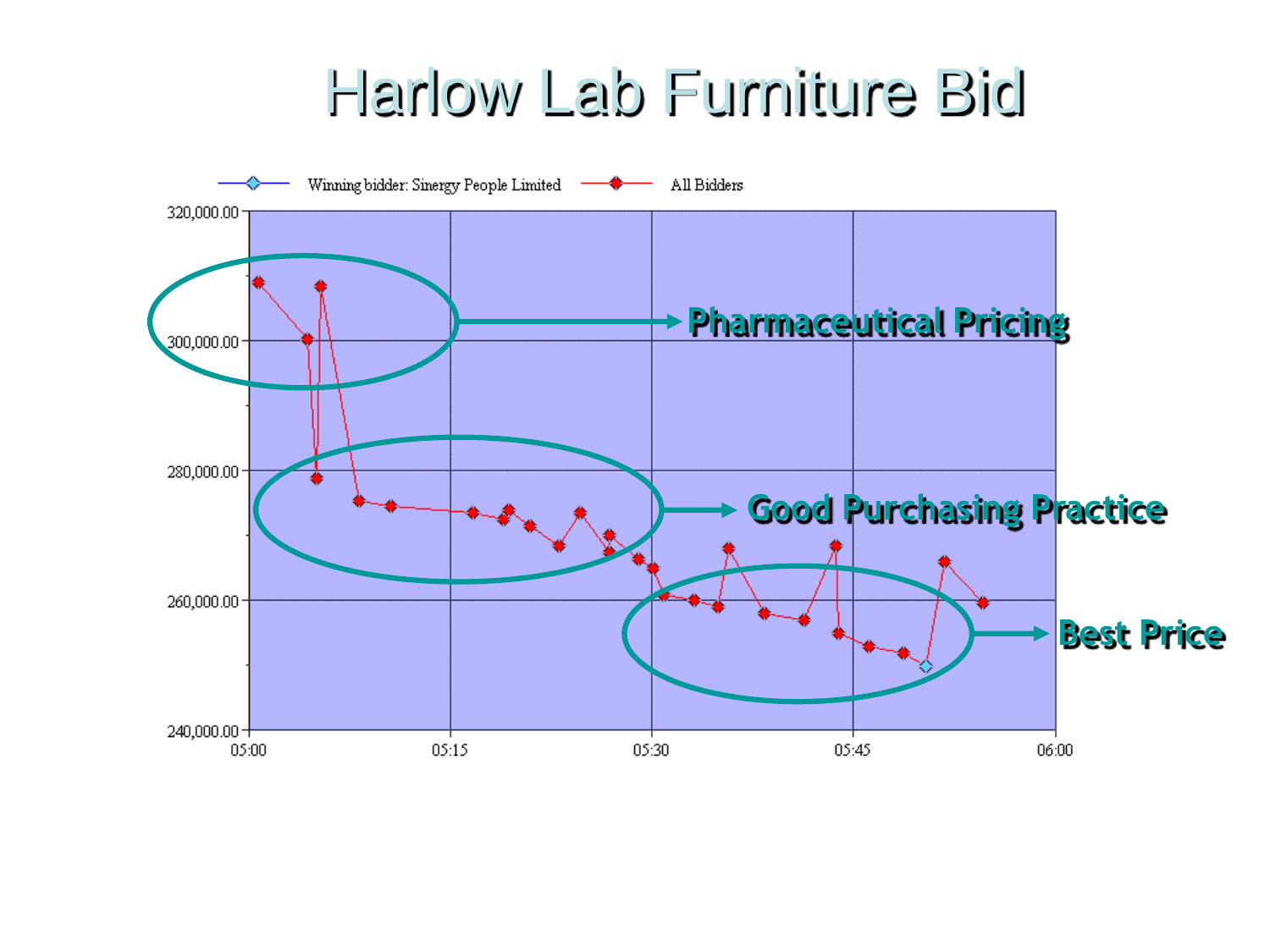# Harlow Lab Furniture Bid

Winning bidder: Sinergy People Limited — All Bidders

320,000.00

300,000.00

280,000.00

260,000.00

240,000.00

05:00 05:15 05:30 05:45 06:00

**Pharmaceutical Pricing**

**Good Purchasing Practice**

**Best Price**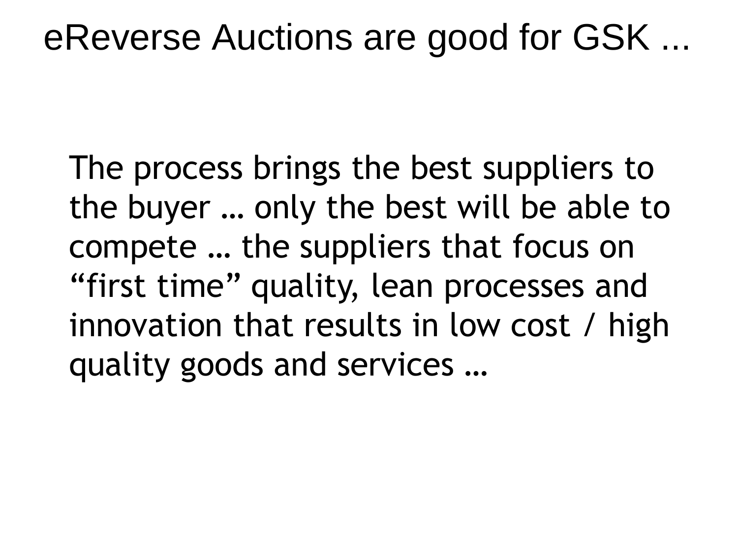# eReverse Auctions are good for GSK ...

The process brings the best suppliers to the buyer … only the best will be able to compete … the suppliers that focus on “first time” quality, lean processes and innovation that results in low cost / high quality goods and services …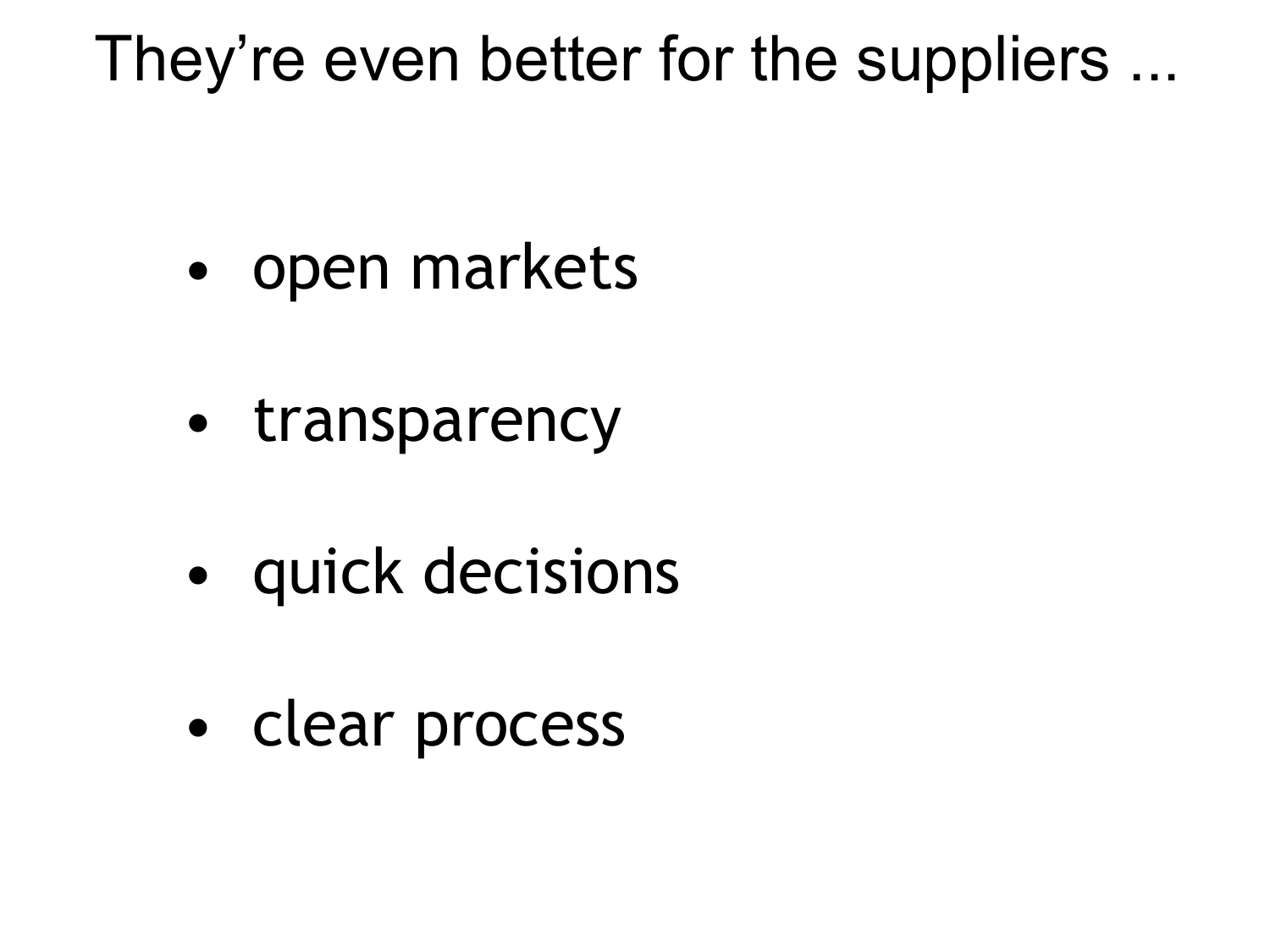# They’re even better for the suppliers ...

- open markets
- transparency
- quick decisions
- clear process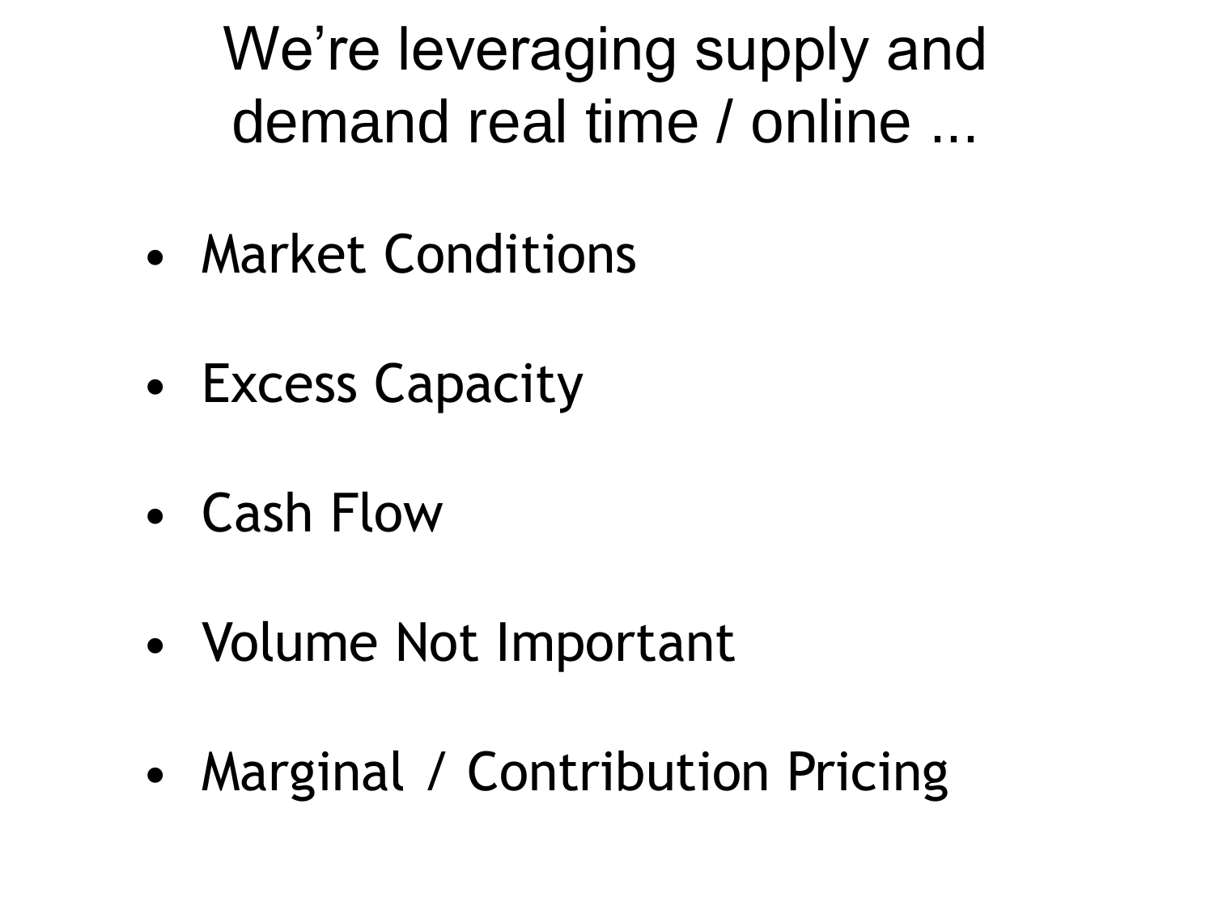# We’re leveraging supply and demand real time / online ...

- Market Conditions
- Excess Capacity
- Cash Flow
- Volume Not Important
- Marginal / Contribution Pricing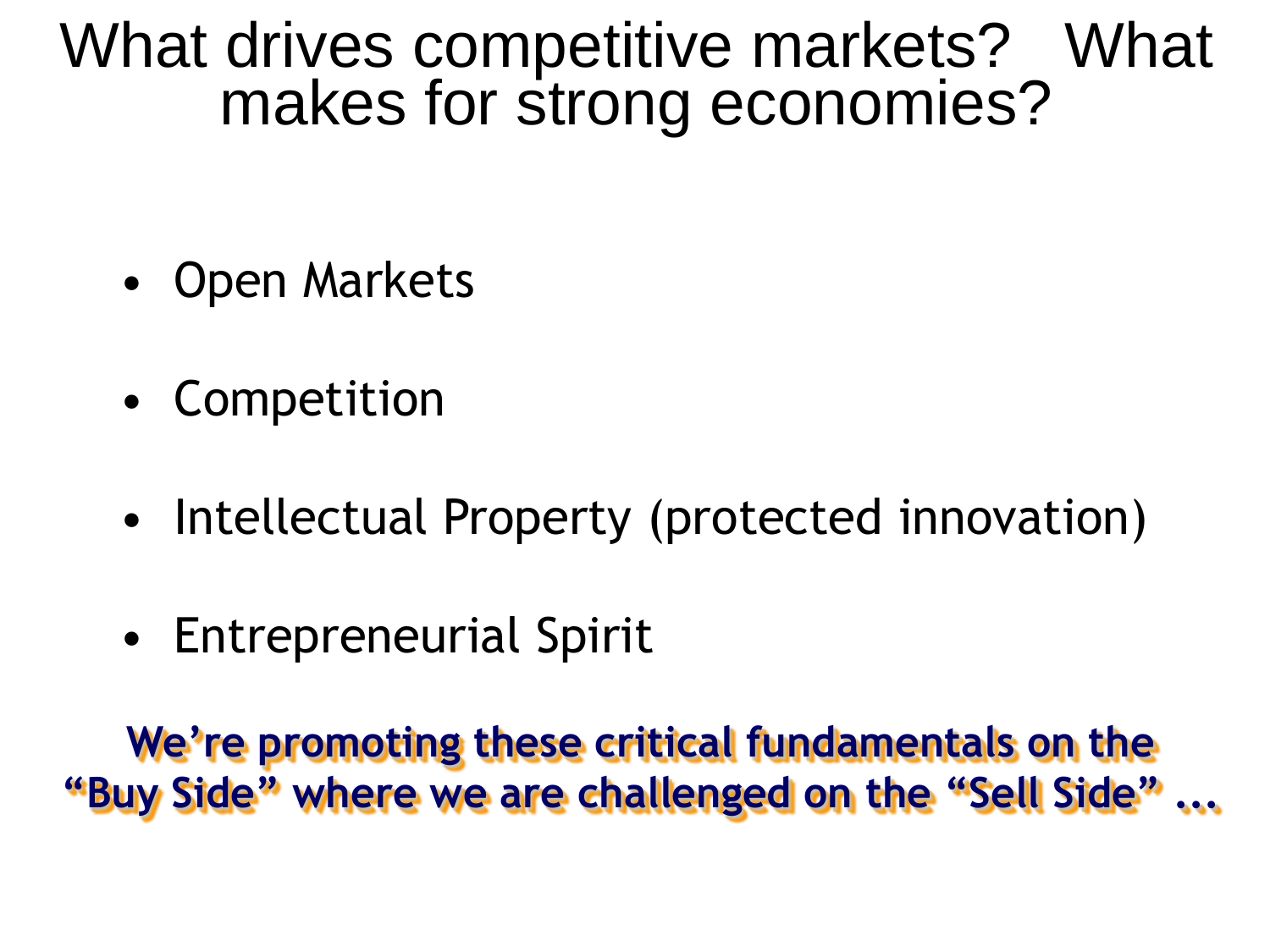# What drives competitive markets? What makes for strong economies?

- Open Markets
- Competition
- Intellectual Property (protected innovation)
- Entrepreneurial Spirit

**We're promoting these critical fundamentals on the "Buy Side" where we are challenged on the "Sell Side" ...**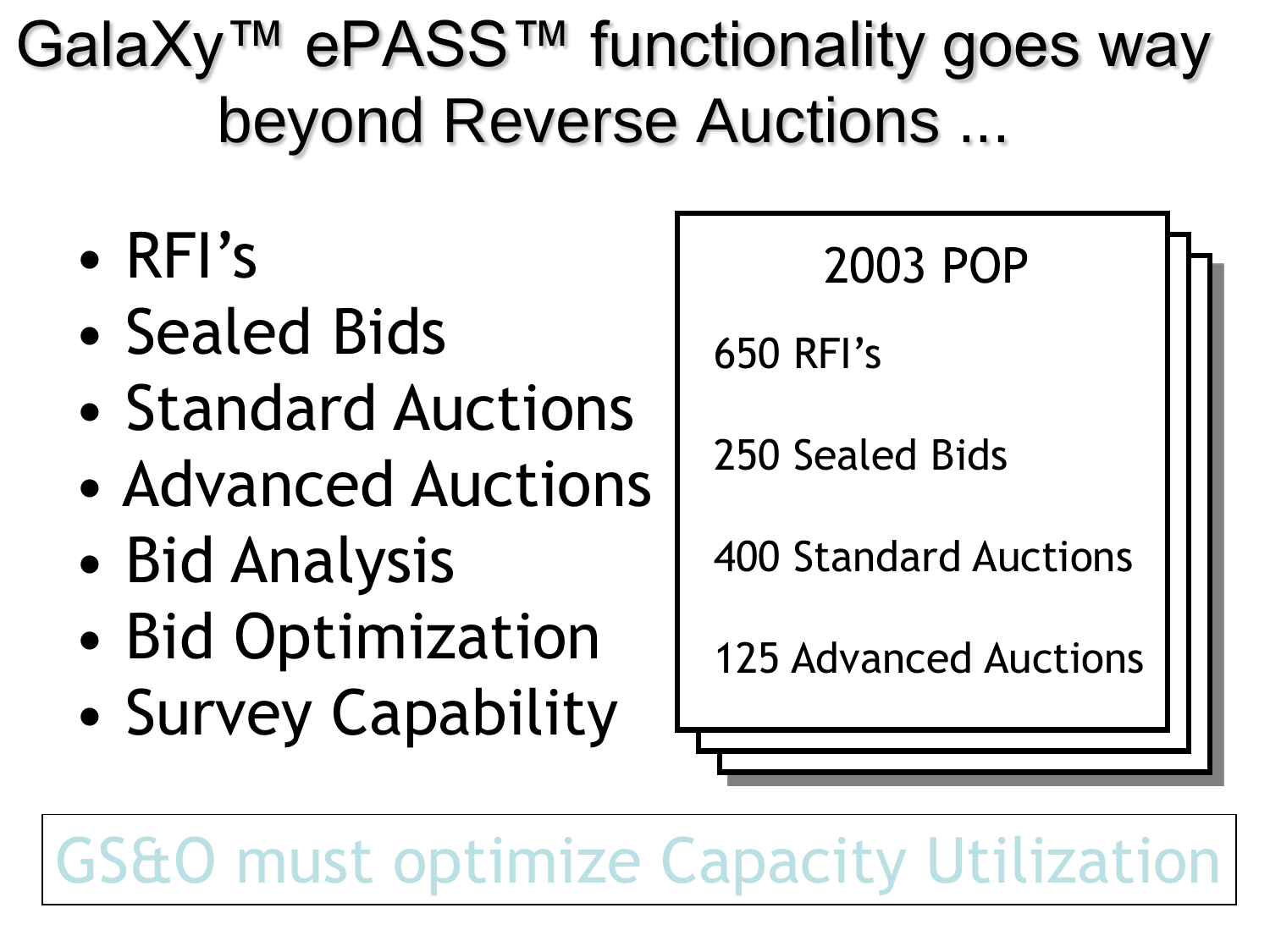# GalaXy™ ePASS™ functionality goes way beyond Reverse Auctions ...

- RFI's
- Sealed Bids
- Standard Auctions
- Advanced Auctions
- Bid Analysis
- Bid Optimization
- Survey Capability

**2003 POP**

650 RFI's

250 Sealed Bids

400 Standard Auctions

125 Advanced Auctions

GS&O must optimize Capacity Utilization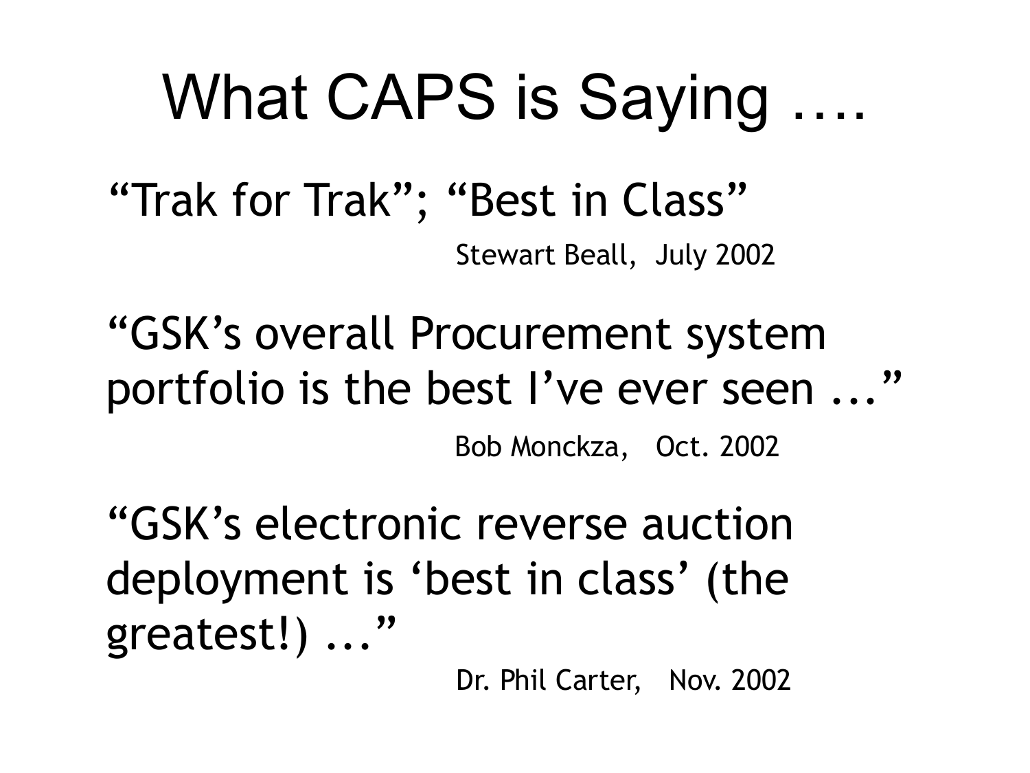# What CAPS is Saying ….

"Trak for Trak"; "Best in Class"

Stewart Beall, July 2002

"GSK's overall Procurement system portfolio is the best I've ever seen ..."

Bob Monckza, Oct. 2002

"GSK's electronic reverse auction deployment is 'best in class' (the greatest!) ..."

Dr. Phil Carter, Nov. 2002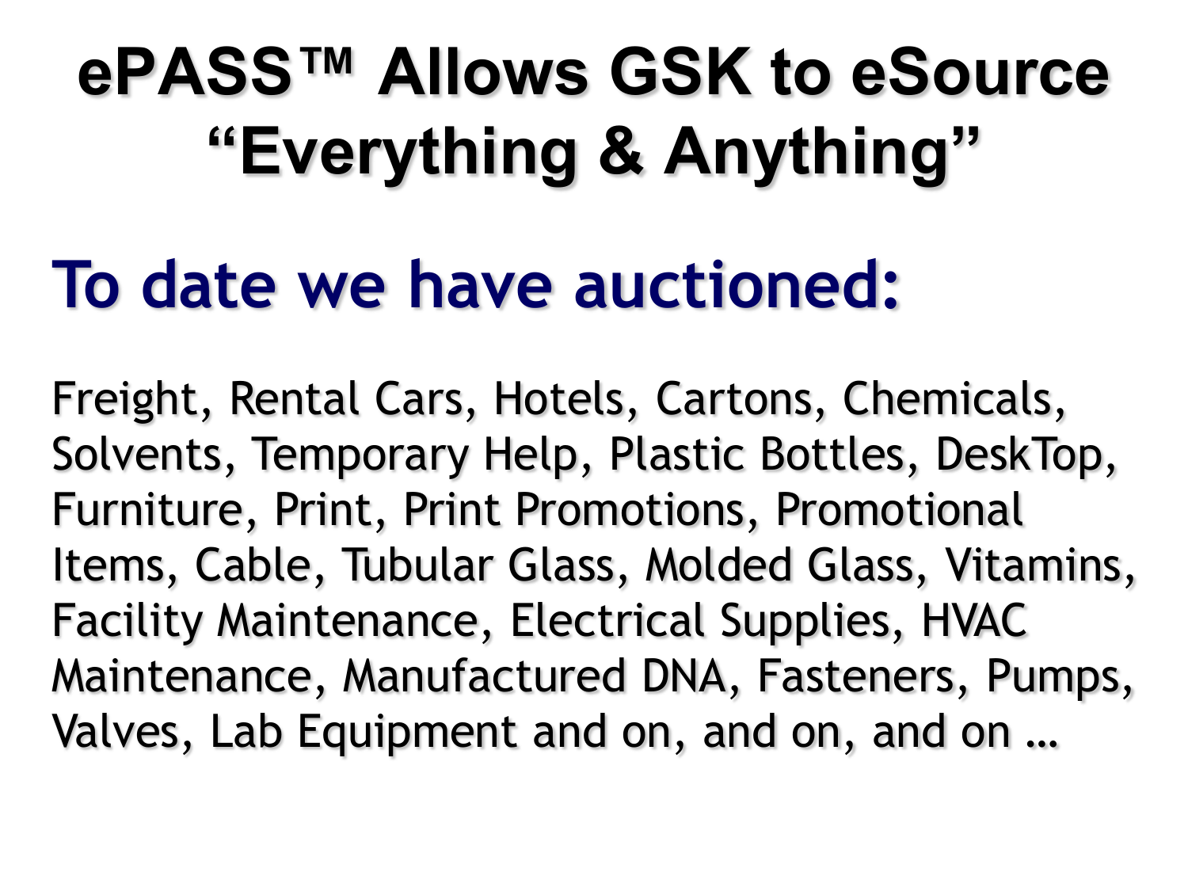# ePASS™ Allows GSK to eSource "Everything & Anything"

## To date we have auctioned:

Freight, Rental Cars, Hotels, Cartons, Chemicals, Solvents, Temporary Help, Plastic Bottles, DeskTop, Furniture, Print, Print Promotions, Promotional Items, Cable, Tubular Glass, Molded Glass, Vitamins, Facility Maintenance, Electrical Supplies, HVAC Maintenance, Manufactured DNA, Fasteners, Pumps, Valves, Lab Equipment and on, and on, and on …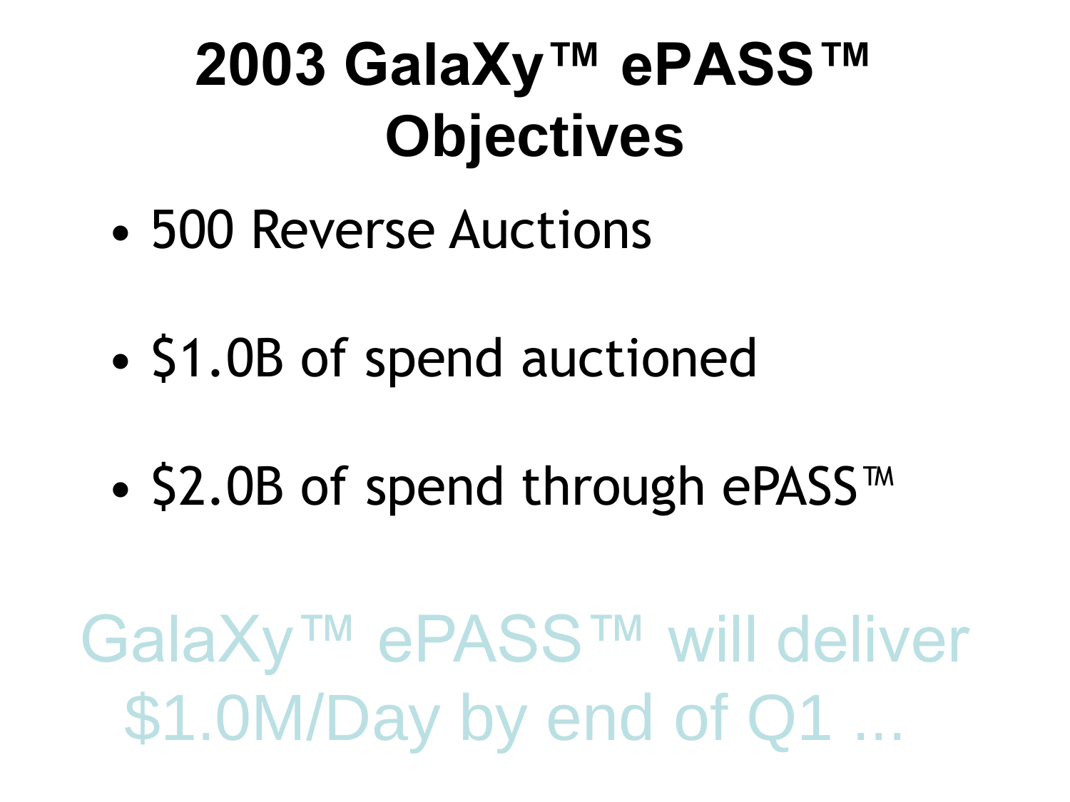# 2003 GalaXy™ ePASS™ Objectives

- 500 Reverse Auctions
- $1.0B of spend auctioned
- $2.0B of spend through ePASS™

GalaXy™ ePASS™ will deliver $1.0M/Day by end of Q1 …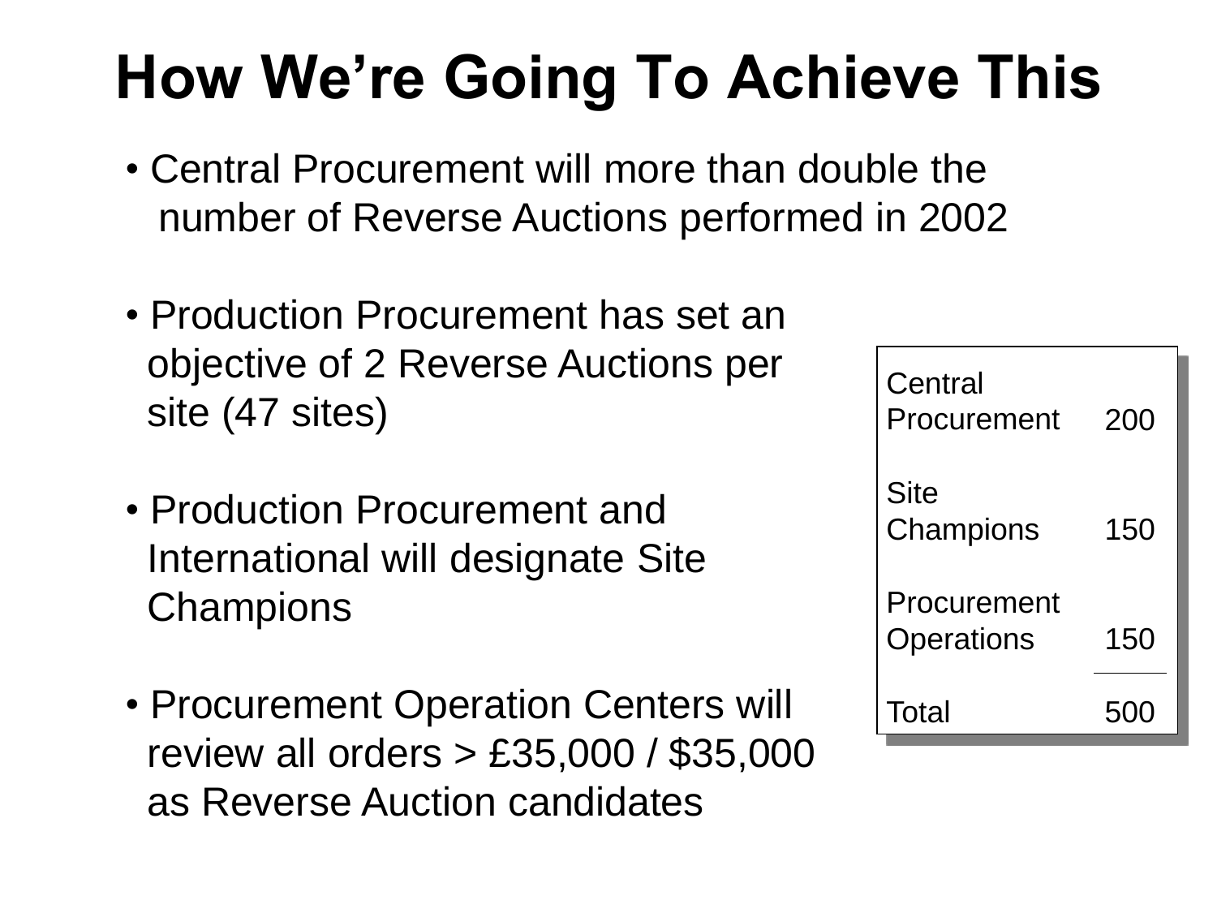# How We're Going To Achieve This

- Central Procurement will more than double the number of Reverse Auctions performed in 2002
- Production Procurement has set an objective of 2 Reverse Auctions per site (47 sites)
- Production Procurement and International will designate Site Champions
- Procurement Operation Centers will review all orders > £35,000 / $35,000 as Reverse Auction candidates

| | |
|---|---|
| Central Procurement | 200 |
| Site Champions | 150 |
| Procurement Operations | 150 |
| Total | 500 |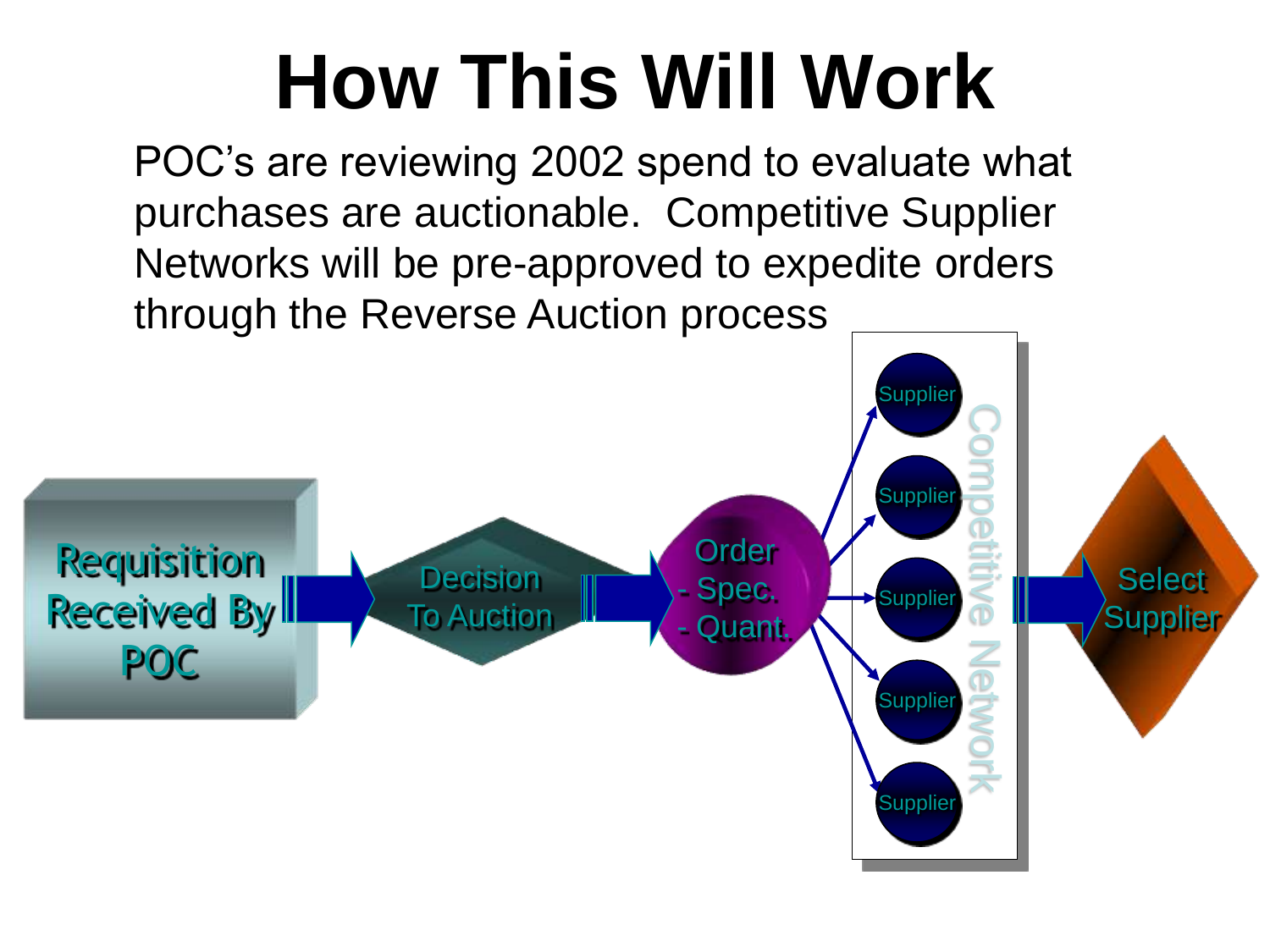# How This Will Work

POC's are reviewing 2002 spend to evaluate what purchases are auctionable. Competitive Supplier Networks will be pre-approved to expedite orders through the Reverse Auction process

Requisition Received By POC → Decision To Auction → Order - Spec. - Quant. → Competitive Network (Supplier, Supplier, Supplier, Supplier, Supplier) → Select Supplier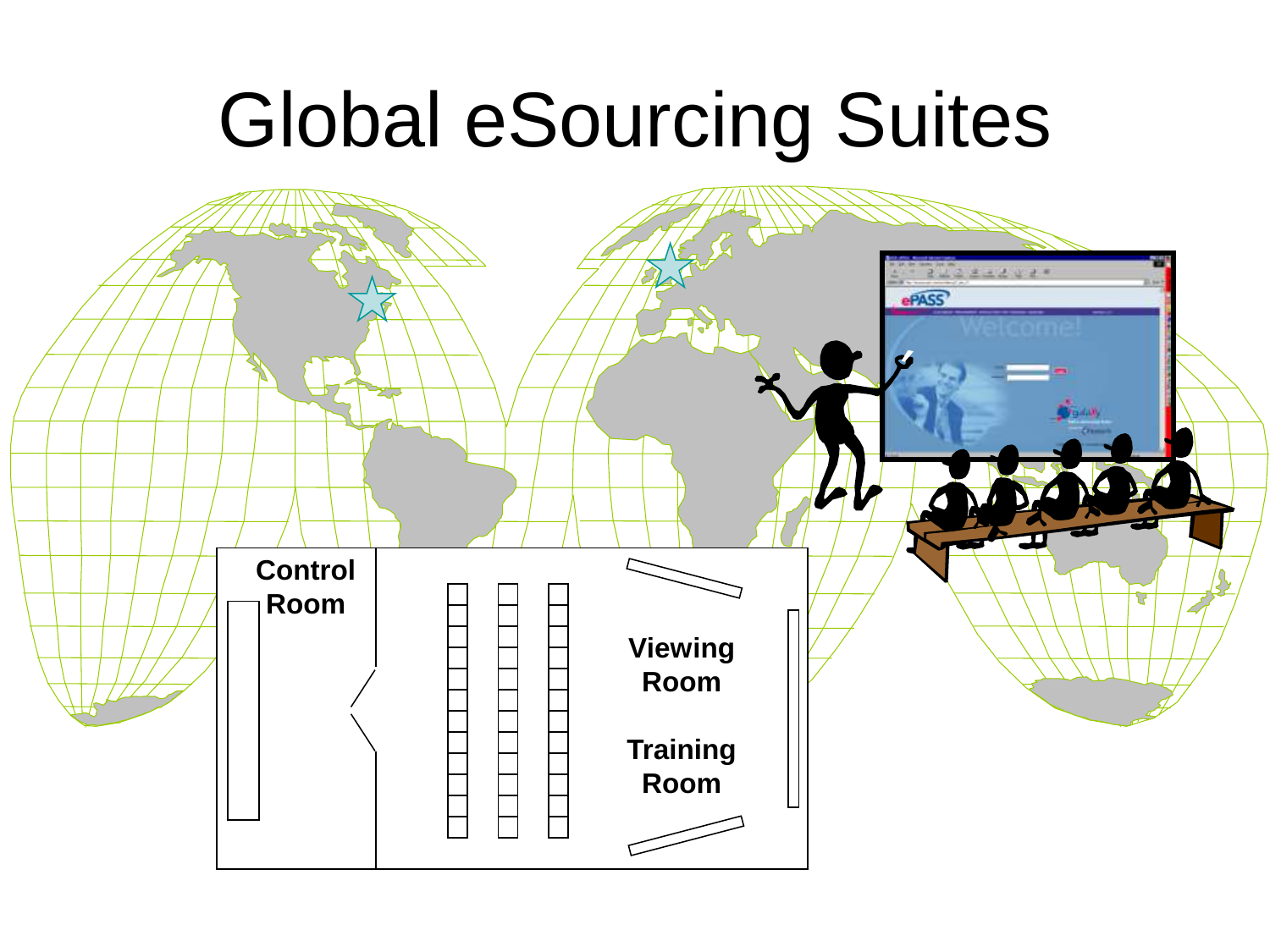# Global eSourcing Suites

Control Room

Viewing Room

Training Room